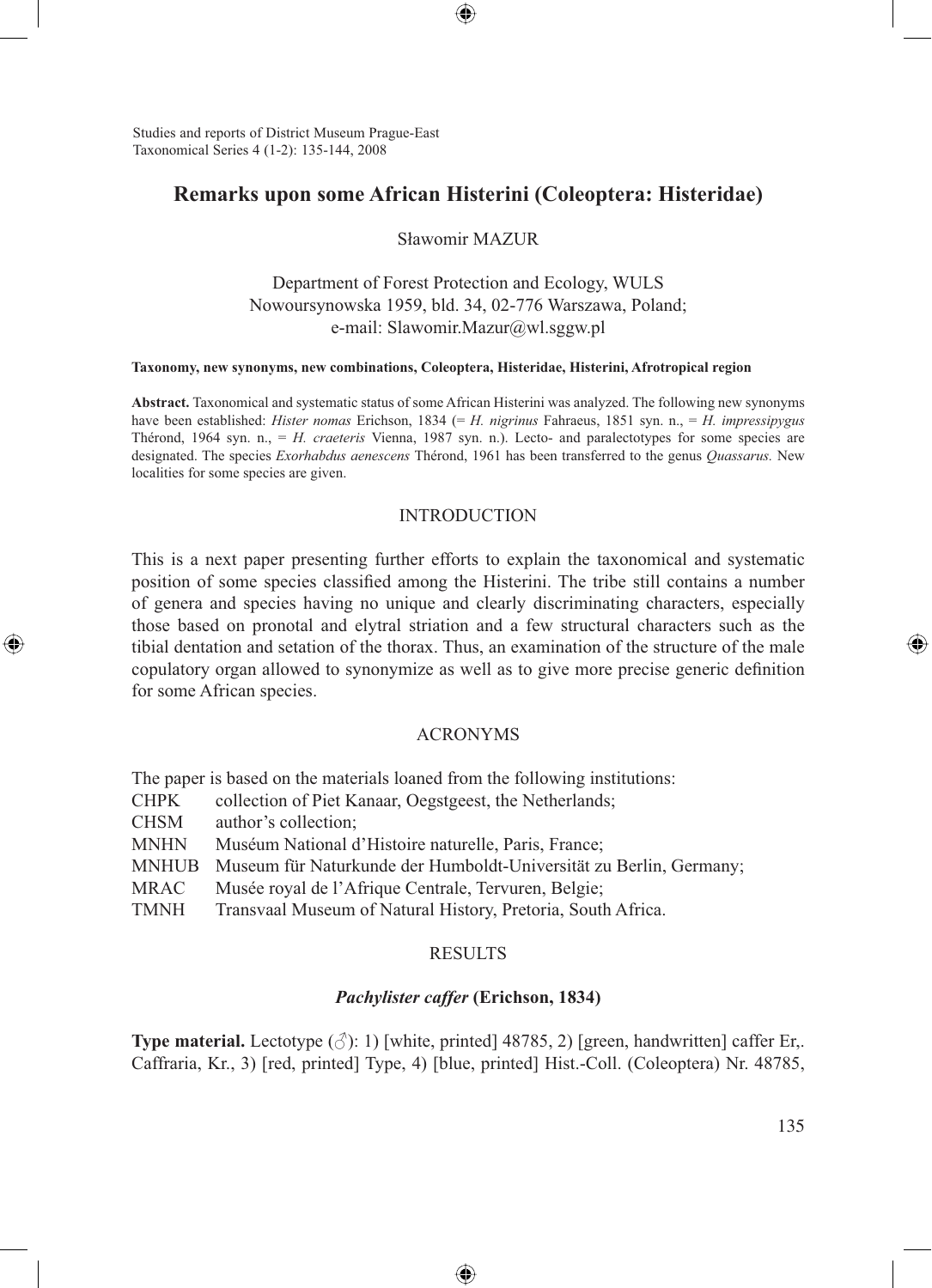Studies and reports of District Museum Prague-East
Taxonomical Series 4 (1-2): 135-144, 2008

# Remarks upon some African Histerini (Coleoptera: Histeridae)

Sławomir MAZUR

Department of Forest Protection and Ecology, WULS
Nowoursynowska 1959, bld. 34, 02-776 Warszawa, Poland;
e-mail: Slawomir.Mazur@wl.sggw.pl

**Taxonomy, new synonyms, new combinations, Coleoptera, Histeridae, Histerini, Afrotropical region**

**Abstract.** Taxonomical and systematic status of some African Histerini was analyzed. The following new synonyms have been established: *Hister nomas* Erichson, 1834 (= *H. nigrinus* Fahraeus, 1851 syn. n., = *H. impressipygus* Thérond, 1964 syn. n., = *H. craeteris* Vienna, 1987 syn. n.). Lecto- and paralectotypes for some species are designated. The species *Exorhabdus aenescens* Thérond, 1961 has been transferred to the genus *Quassarus*. New localities for some species are given.

## INTRODUCTION

This is a next paper presenting further efforts to explain the taxonomical and systematic position of some species classified among the Histerini. The tribe still contains a number of genera and species having no unique and clearly discriminating characters, especially those based on pronotal and elytral striation and a few structural characters such as the tibial dentation and setation of the thorax. Thus, an examination of the structure of the male copulatory organ allowed to synonymize as well as to give more precise generic definition for some African species.

## ACRONYMS

The paper is based on the materials loaned from the following institutions:

- CHPK collection of Piet Kanaar, Oegstgeest, the Netherlands;
- CHSM author's collection;
- MNHN Muséum National d'Histoire naturelle, Paris, France;
- MNHUB Museum für Naturkunde der Humboldt-Universität zu Berlin, Germany;
- MRAC Musée royal de l'Afrique Centrale, Tervuren, Belgie;
- TMNH Transvaal Museum of Natural History, Pretoria, South Africa.

## RESULTS

### *Pachylister caffer* (Erichson, 1834)

**Type material.** Lectotype (♂): 1) [white, printed] 48785, 2) [green, handwritten] caffer Er,. Caffraria, Kr., 3) [red, printed] Type, 4) [blue, printed] Hist.-Coll. (Coleoptera) Nr. 48785,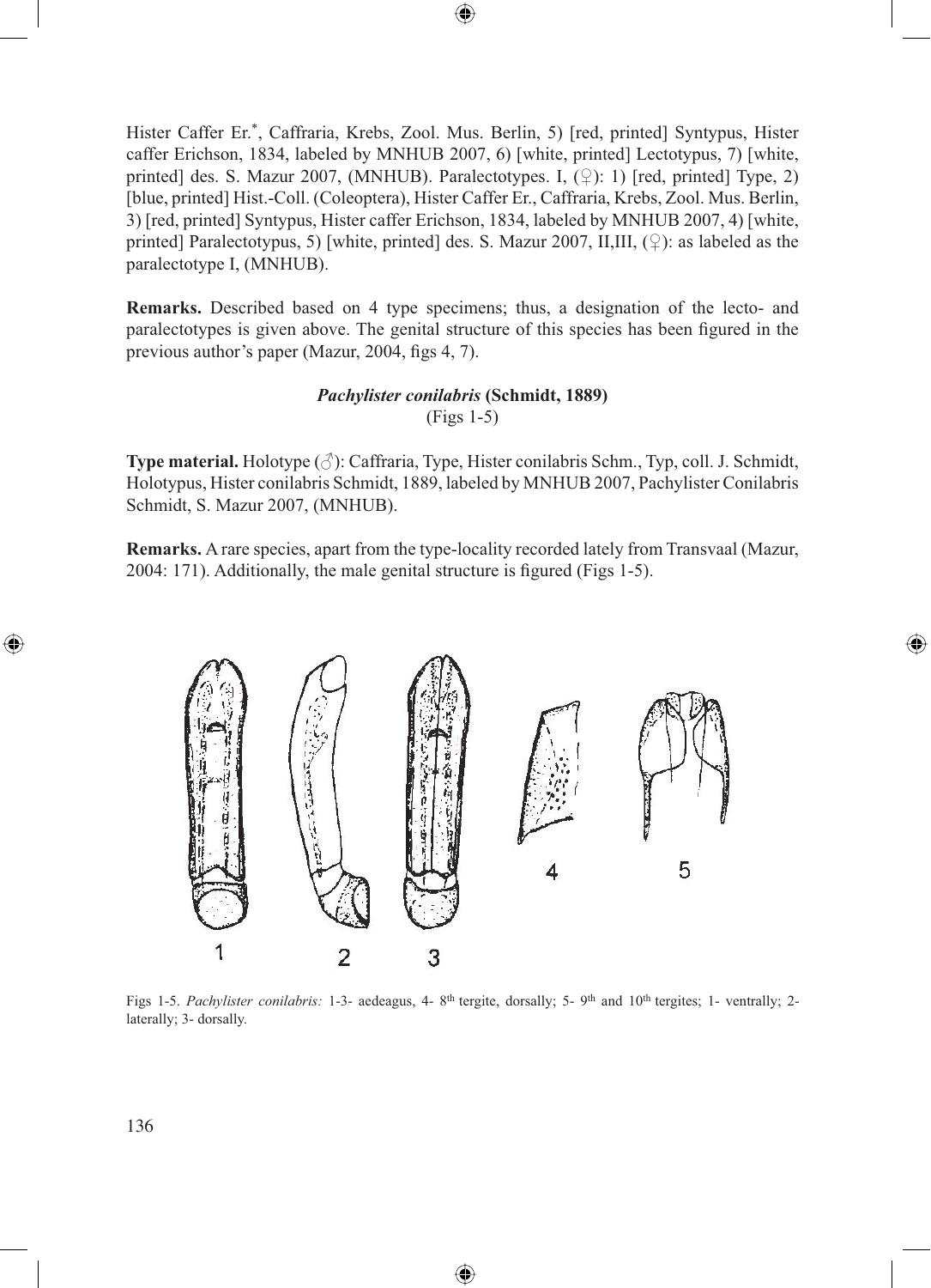Hister Caffer Er.[*], Caffraria, Krebs, Zool. Mus. Berlin, 5) [red, printed] Syntypus, Hister caffer Erichson, 1834, labeled by MNHUB 2007, 6) [white, printed] Lectotypus, 7) [white, printed] des. S. Mazur 2007, (MNHUB). Paralectotypes. I, (♀): 1) [red, printed] Type, 2) [blue, printed] Hist.-Coll. (Coleoptera), Hister Caffer Er., Caffraria, Krebs, Zool. Mus. Berlin, 3) [red, printed] Syntypus, Hister caffer Erichson, 1834, labeled by MNHUB 2007, 4) [white, printed] Paralectotypus, 5) [white, printed] des. S. Mazur 2007, II,III, (♀): as labeled as the paralectotype I, (MNHUB).

**Remarks.** Described based on 4 type specimens; thus, a designation of the lecto- and paralectotypes is given above. The genital structure of this species has been figured in the previous author's paper (Mazur, 2004, figs 4, 7).

### *Pachylister conilabris* (Schmidt, 1889)
(Figs 1-5)

**Type material.** Holotype (♂): Caffraria, Type, Hister conilabris Schm., Typ, coll. J. Schmidt, Holotypus, Hister conilabris Schmidt, 1889, labeled by MNHUB 2007, Pachylister Conilabris Schmidt, S. Mazur 2007, (MNHUB).

**Remarks.** A rare species, apart from the type-locality recorded lately from Transvaal (Mazur, 2004: 171). Additionally, the male genital structure is figured (Figs 1-5).

Figs 1-5. *Pachylister conilabris:* 1-3- aedeagus, 4- 8th tergite, dorsally; 5- 9th and 10th tergites; 1- ventrally; 2- laterally; 3- dorsally.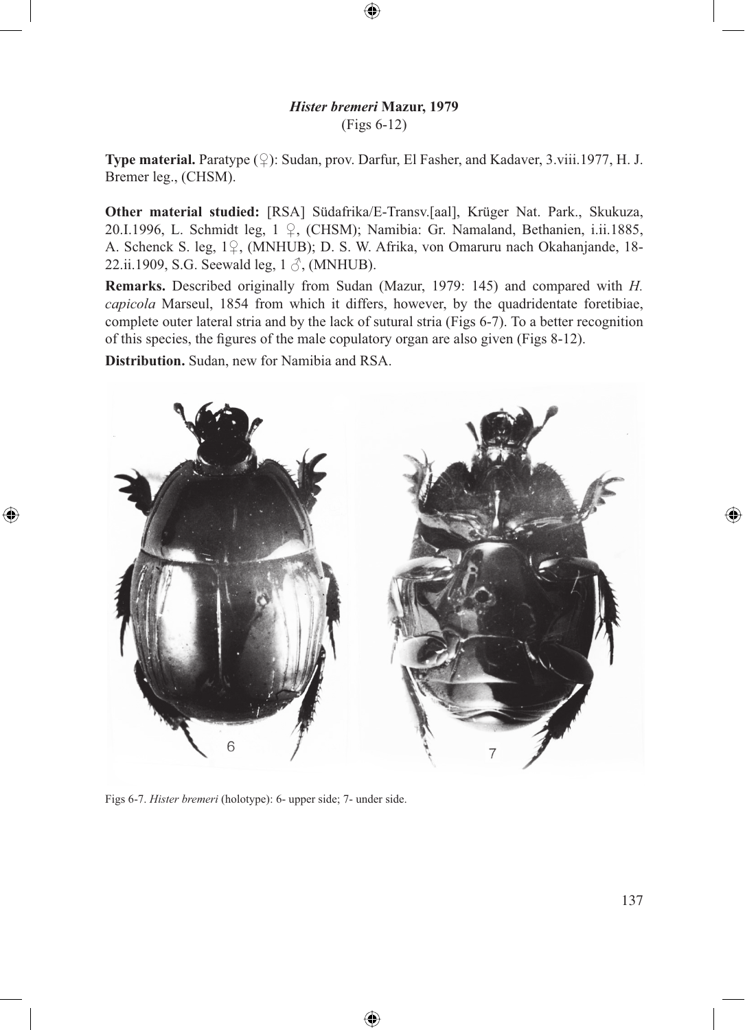### *Hister bremeri* Mazur, 1979

(Figs 6-12)

**Type material.** Paratype (♀): Sudan, prov. Darfur, El Fasher, and Kadaver, 3.viii.1977, H. J. Bremer leg., (CHSM).

**Other material studied:** [RSA] Südafrika/E-Transv.[aal], Krüger Nat. Park., Skukuza, 20.I.1996, L. Schmidt leg, 1 ♀, (CHSM); Namibia: Gr. Namaland, Bethanien, i.ii.1885, A. Schenck S. leg, 1♀, (MNHUB); D. S. W. Afrika, von Omaruru nach Okahanjande, 18-22.ii.1909, S.G. Seewald leg, 1 ♂, (MNHUB).

**Remarks.** Described originally from Sudan (Mazur, 1979: 145) and compared with *H. capicola* Marseul, 1854 from which it differs, however, by the quadridentate foretibiae, complete outer lateral stria and by the lack of sutural stria (Figs 6-7). To a better recognition of this species, the figures of the male copulatory organ are also given (Figs 8-12).

**Distribution.** Sudan, new for Namibia and RSA.

Figs 6-7. *Hister bremeri* (holotype): 6- upper side; 7- under side.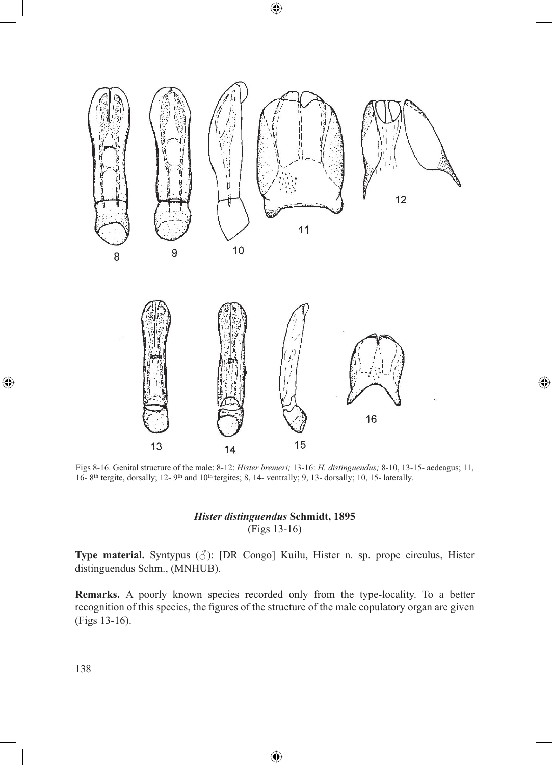Figs 8-16. Genital structure of the male: 8-12: *Hister bremeri;* 13-16: *H. distinguendus;* 8-10, 13-15- aedeagus; 11, 16- 8th tergite, dorsally; 12- 9th and 10th tergites; 8, 14- ventrally; 9, 13- dorsally; 10, 15- laterally.

### *Hister distinguendus* Schmidt, 1895
(Figs 13-16)

**Type material.** Syntypus (♂): [DR Congo] Kuilu, Hister n. sp. prope circulus, Hister distinguendus Schm., (MNHUB).

**Remarks.** A poorly known species recorded only from the type-locality. To a better recognition of this species, the figures of the structure of the male copulatory organ are given (Figs 13-16).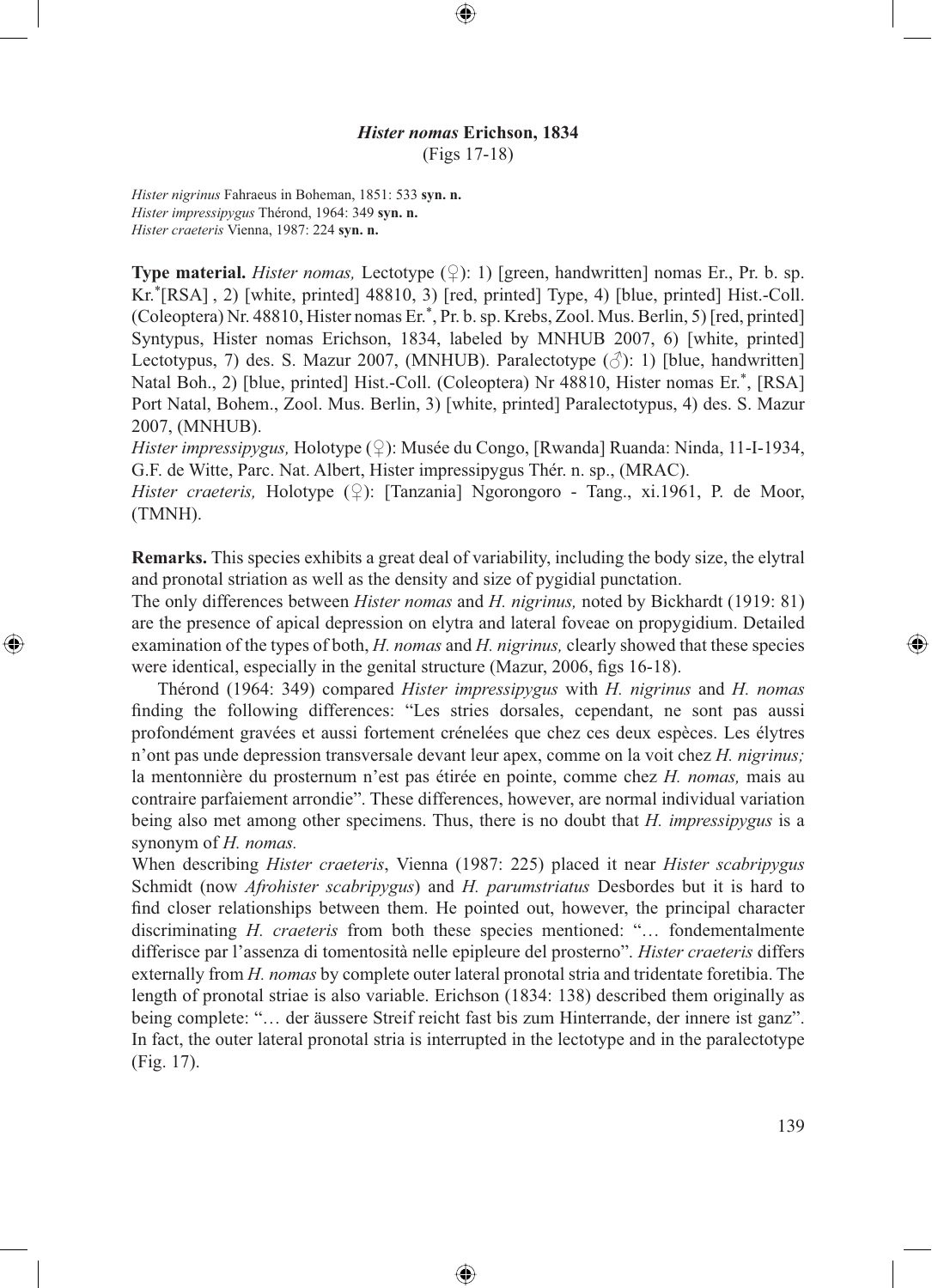### *Hister nomas* Erichson, 1834

(Figs 17-18)

*Hister nigrinus* Fahraeus in Boheman, 1851: 533 **syn. n.**
*Hister impressipygus* Thérond, 1964: 349 **syn. n.**
*Hister craeteris* Vienna, 1987: 224 **syn. n.**

**Type material.** *Hister nomas,* Lectotype (♀): 1) [green, handwritten] nomas Er., Pr. b. sp. Kr.*[RSA] , 2) [white, printed] 48810, 3) [red, printed] Type, 4) [blue, printed] Hist.-Coll. (Coleoptera) Nr. 48810, Hister nomas Er.*, Pr. b. sp. Krebs, Zool. Mus. Berlin, 5) [red, printed] Syntypus, Hister nomas Erichson, 1834, labeled by MNHUB 2007, 6) [white, printed] Lectotypus, 7) des. S. Mazur 2007, (MNHUB). Paralectotype (♂): 1) [blue, handwritten] Natal Boh., 2) [blue, printed] Hist.-Coll. (Coleoptera) Nr 48810, Hister nomas Er.*, [RSA] Port Natal, Bohem., Zool. Mus. Berlin, 3) [white, printed] Paralectotypus, 4) des. S. Mazur 2007, (MNHUB).
*Hister impressipygus,* Holotype (♀): Musée du Congo, [Rwanda] Ruanda: Ninda, 11-I-1934, G.F. de Witte, Parc. Nat. Albert, Hister impressipygus Thér. n. sp., (MRAC).
*Hister craeteris,* Holotype (♀): [Tanzania] Ngorongoro - Tang., xi.1961, P. de Moor, (TMNH).

**Remarks.** This species exhibits a great deal of variability, including the body size, the elytral and pronotal striation as well as the density and size of pygidial punctation.
The only differences between *Hister nomas* and *H. nigrinus,* noted by Bickhardt (1919: 81) are the presence of apical depression on elytra and lateral foveae on propygidium. Detailed examination of the types of both, *H. nomas* and *H. nigrinus,* clearly showed that these species were identical, especially in the genital structure (Mazur, 2006, figs 16-18).

Thérond (1964: 349) compared *Hister impressipygus* with *H. nigrinus* and *H. nomas* finding the following differences: "Les stries dorsales, cependant, ne sont pas aussi profondément gravées et aussi fortement crénelées que chez ces deux espèces. Les élytres n'ont pas unde depression transversale devant leur apex, comme on la voit chez *H. nigrinus;* la mentonnière du prosternum n'est pas étirée en pointe, comme chez *H. nomas,* mais au contraire parfaiement arrondie". These differences, however, are normal individual variation being also met among other specimens. Thus, there is no doubt that *H. impressipygus* is a synonym of *H. nomas.*
When describing *Hister craeteris*, Vienna (1987: 225) placed it near *Hister scabripygus* Schmidt (now *Afrohister scabripygus*) and *H. parumstriatus* Desbordes but it is hard to find closer relationships between them. He pointed out, however, the principal character discriminating *H. craeteris* from both these species mentioned: "… fondementalmente differisce par l'assenza di tomentosità nelle epipleure del prosterno". *Hister craeteris* differs externally from *H. nomas* by complete outer lateral pronotal stria and tridentate foretibia. The length of pronotal striae is also variable. Erichson (1834: 138) described them originally as being complete: "… der äussere Streif reicht fast bis zum Hinterrande, der innere ist ganz". In fact, the outer lateral pronotal stria is interrupted in the lectotype and in the paralectotype (Fig. 17).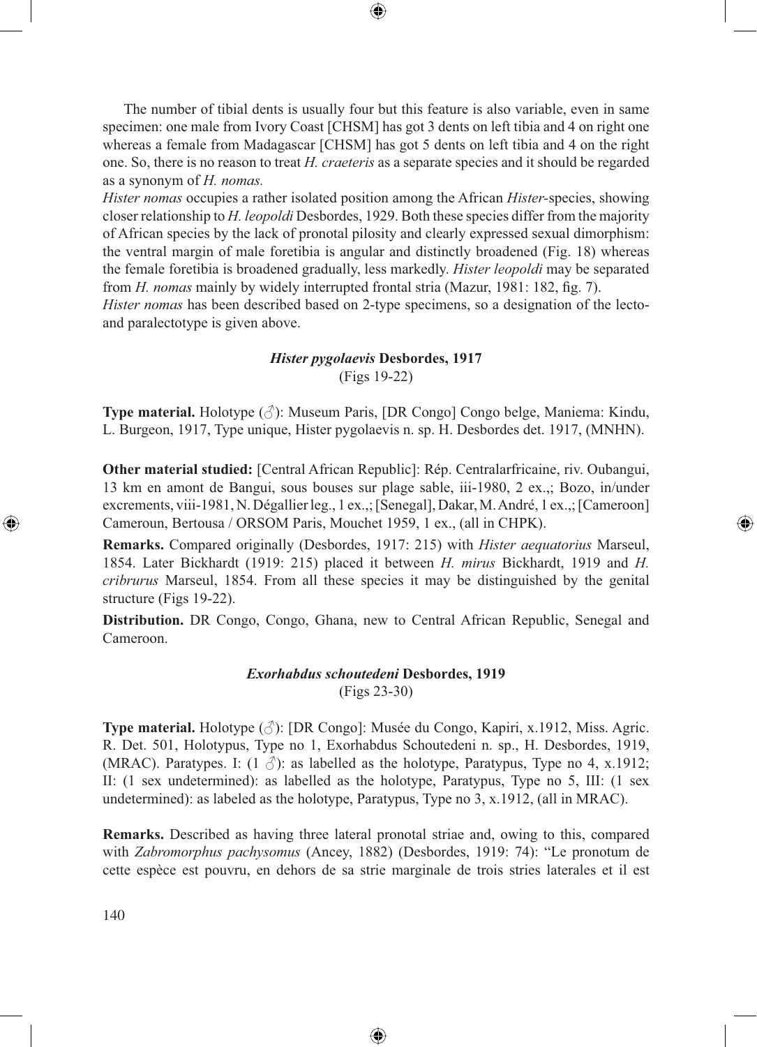The number of tibial dents is usually four but this feature is also variable, even in same specimen: one male from Ivory Coast [CHSM] has got 3 dents on left tibia and 4 on right one whereas a female from Madagascar [CHSM] has got 5 dents on left tibia and 4 on the right one. So, there is no reason to treat *H. craeteris* as a separate species and it should be regarded as a synonym of *H. nomas.*

*Hister nomas* occupies a rather isolated position among the African *Hister*-species, showing closer relationship to *H. leopoldi* Desbordes, 1929. Both these species differ from the majority of African species by the lack of pronotal pilosity and clearly expressed sexual dimorphism: the ventral margin of male foretibia is angular and distinctly broadened (Fig. 18) whereas the female foretibia is broadened gradually, less markedly. *Hister leopoldi* may be separated from *H. nomas* mainly by widely interrupted frontal stria (Mazur, 1981: 182, fig. 7).

*Hister nomas* has been described based on 2-type specimens, so a designation of the lecto- and paralectotype is given above.

### *Hister pygolaevis* Desbordes, 1917

(Figs 19-22)

**Type material.** Holotype (♂): Museum Paris, [DR Congo] Congo belge, Maniema: Kindu, L. Burgeon, 1917, Type unique, Hister pygolaevis n. sp. H. Desbordes det. 1917, (MNHN).

**Other material studied:** [Central African Republic]: Rép. Centralarfricaine, riv. Oubangui, 13 km en amont de Bangui, sous bouses sur plage sable, iii-1980, 2 ex.,; Bozo, in/under excrements, viii-1981, N. Dégallier leg., 1 ex.,; [Senegal], Dakar, M. André, 1 ex.,; [Cameroon] Cameroun, Bertousa / ORSOM Paris, Mouchet 1959, 1 ex., (all in CHPK).

**Remarks.** Compared originally (Desbordes, 1917: 215) with *Hister aequatorius* Marseul, 1854. Later Bickhardt (1919: 215) placed it between *H. mirus* Bickhardt, 1919 and *H. cribrurus* Marseul, 1854. From all these species it may be distinguished by the genital structure (Figs 19-22).

**Distribution.** DR Congo, Congo, Ghana, new to Central African Republic, Senegal and Cameroon.

### *Exorhabdus schoutedeni* Desbordes, 1919

(Figs 23-30)

**Type material.** Holotype (♂): [DR Congo]: Musée du Congo, Kapiri, x.1912, Miss. Agric. R. Det. 501, Holotypus, Type no 1, Exorhabdus Schoutedeni n. sp., H. Desbordes, 1919, (MRAC). Paratypes. I: (1 ♂): as labelled as the holotype, Paratypus, Type no 4, x.1912; II: (1 sex undetermined): as labelled as the holotype, Paratypus, Type no 5, III: (1 sex undetermined): as labeled as the holotype, Paratypus, Type no 3, x.1912, (all in MRAC).

**Remarks.** Described as having three lateral pronotal striae and, owing to this, compared with *Zabromorphus pachysomus* (Ancey, 1882) (Desbordes, 1919: 74): "Le pronotum de cette espèce est pouvru, en dehors de sa strie marginale de trois stries laterales et il est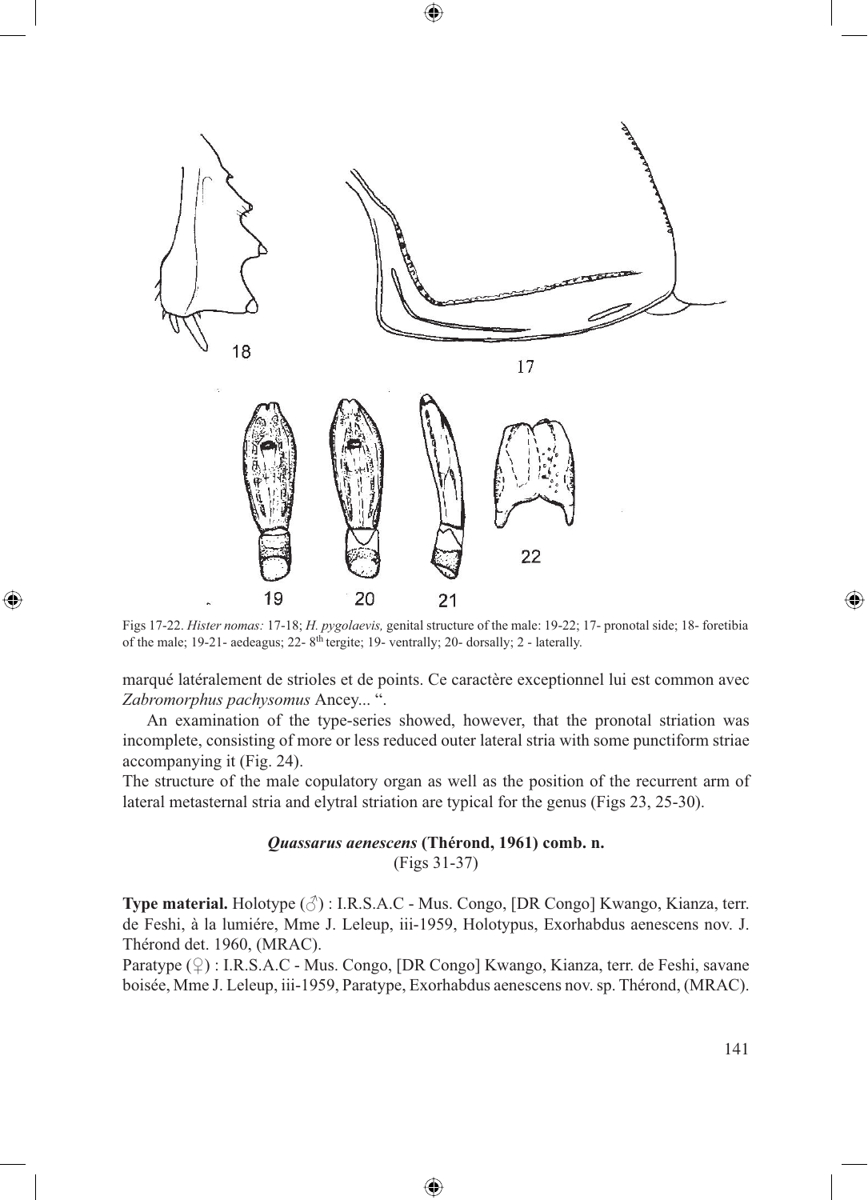Figs 17-22. *Hister nomas:* 17-18; *H. pygolaevis,* genital structure of the male: 19-22; 17- pronotal side; 18- foretibia of the male; 19-21- aedeagus; 22- 8th tergite; 19- ventrally; 20- dorsally; 2 - laterally.

marqué latéralement de strioles et de points. Ce caractère exceptionnel lui est common avec *Zabromorphus pachysomus* Ancey... ".

An examination of the type-series showed, however, that the pronotal striation was incomplete, consisting of more or less reduced outer lateral stria with some punctiform striae accompanying it (Fig. 24).

The structure of the male copulatory organ as well as the position of the recurrent arm of lateral metasternal stria and elytral striation are typical for the genus (Figs 23, 25-30).

### *Quassarus aenescens* (Thérond, 1961) comb. n.

(Figs 31-37)

**Type material.** Holotype (♂) : I.R.S.A.C - Mus. Congo, [DR Congo] Kwango, Kianza, terr. de Feshi, à la lumiére, Mme J. Leleup, iii-1959, Holotypus, Exorhabdus aenescens nov. J. Thérond det. 1960, (MRAC).

Paratype (♀) : I.R.S.A.C - Mus. Congo, [DR Congo] Kwango, Kianza, terr. de Feshi, savane boisée, Mme J. Leleup, iii-1959, Paratype, Exorhabdus aenescens nov. sp. Thérond, (MRAC).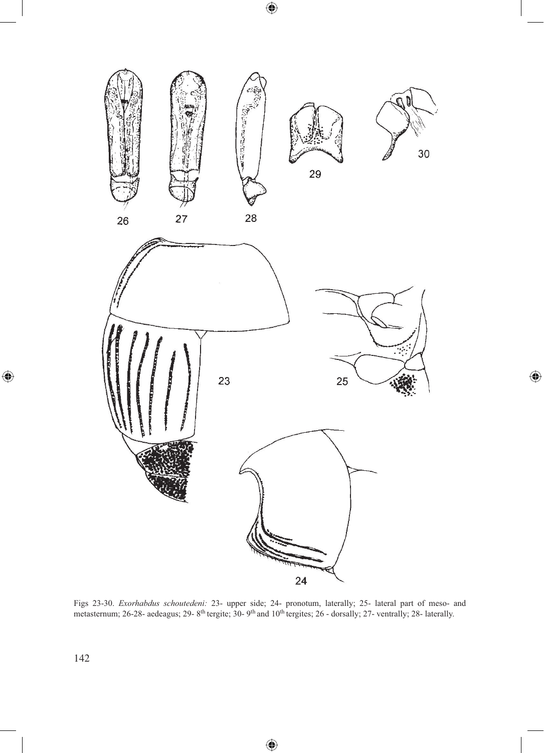Figs 23-30. *Exorhabdus schoutedeni:* 23- upper side; 24- pronotum, laterally; 25- lateral part of meso- and metasternum; 26-28- aedeagus; 29- 8th tergite; 30- 9th and 10th tergites; 26 - dorsally; 27- ventrally; 28- laterally.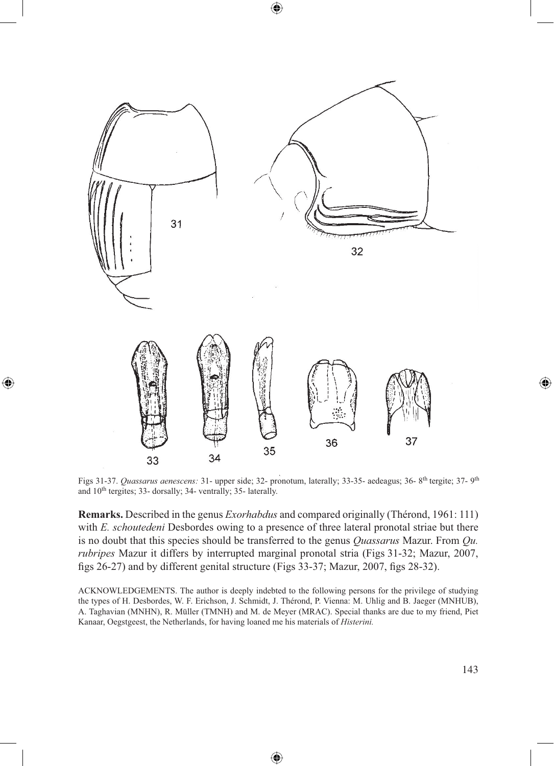Figs 31-37. *Quassarus aenescens:* 31- upper side; 32- pronotum, laterally; 33-35- aedeagus; 36- 8th tergite; 37- 9th and 10th tergites; 33- dorsally; 34- ventrally; 35- laterally.

**Remarks.** Described in the genus *Exorhabdus* and compared originally (Thérond, 1961: 111) with *E. schoutedeni* Desbordes owing to a presence of three lateral pronotal striae but there is no doubt that this species should be transferred to the genus *Quassarus* Mazur. From *Qu. rubripes* Mazur it differs by interrupted marginal pronotal stria (Figs 31-32; Mazur, 2007, figs 26-27) and by different genital structure (Figs 33-37; Mazur, 2007, figs 28-32).

ACKNOWLEDGEMENTS. The author is deeply indebted to the following persons for the privilege of studying the types of H. Desbordes, W. F. Erichson, J. Schmidt, J. Thérond, P. Vienna: M. Uhlig and B. Jaeger (MNHUB), A. Taghavian (MNHN), R. Müller (TMNH) and M. de Meyer (MRAC). Special thanks are due to my friend, Piet Kanaar, Oegstgeest, the Netherlands, for having loaned me his materials of *Histerini.*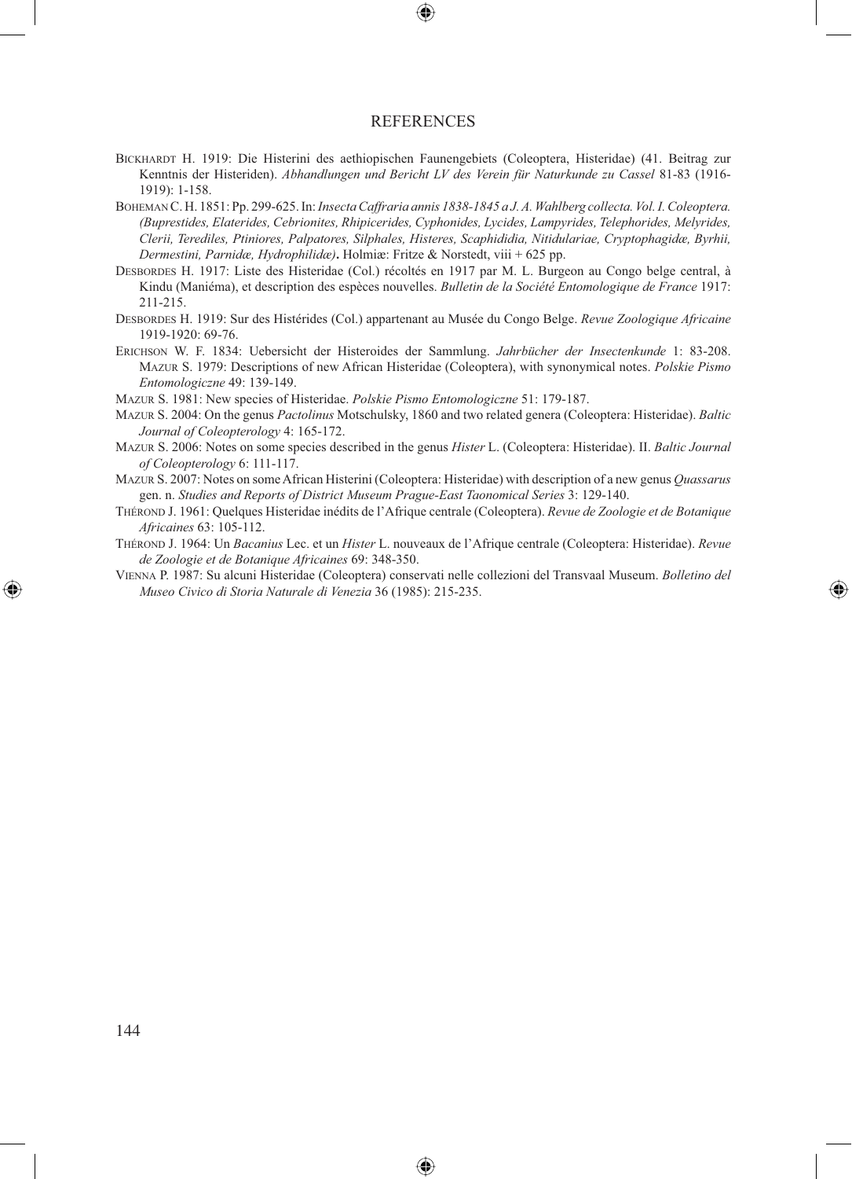## REFERENCES

Bickhardt H. 1919: Die Histerini des aethiopischen Faunengebiets (Coleoptera, Histeridae) (41. Beitrag zur Kenntnis der Histeriden). *Abhandlungen und Bericht LV des Verein für Naturkunde zu Cassel* 81-83 (1916-1919): 1-158.

Boheman C. H. 1851: Pp. 299-625. In: *Insecta Caffraria annis 1838-1845 a J. A. Wahlberg collecta. Vol. I. Coleoptera. (Buprestides, Elaterides, Cebrionites, Rhipicerides, Cyphonides, Lycides, Lampyrides, Telephorides, Melyrides, Clerii, Teredilles, Ptiniores, Palpatores, Silphales, Histeres, Scaphididia, Nitidulariae, Cryptophagidæ, Byrhii, Dermestini, Parnidæ, Hydrophilidæ)***.** Holmiæ: Fritze & Norstedt, viii + 625 pp.

Desbordes H. 1917: Liste des Histeridae (Col.) récoltés en 1917 par M. L. Burgeon au Congo belge central, à Kindu (Maniéma), et description des espèces nouvelles. *Bulletin de la Société Entomologique de France* 1917: 211-215.

Desbordes H. 1919: Sur des Histérides (Col.) appartenant au Musée du Congo Belge. *Revue Zoologique Africaine* 1919-1920: 69-76.

Erichson W. F. 1834: Uebersicht der Histeroides der Sammlung. *Jahrbücher der Insectenkunde* 1: 83-208.

Mazur S. 1979: Descriptions of new African Histeridae (Coleoptera), with synonymical notes. *Polskie Pismo Entomologiczne* 49: 139-149.

Mazur S. 1981: New species of Histeridae. *Polskie Pismo Entomologiczne* 51: 179-187.

Mazur S. 2004: On the genus *Pactolinus* Motschulsky, 1860 and two related genera (Coleoptera: Histeridae). *Baltic Journal of Coleopterology* 4: 165-172.

Mazur S. 2006: Notes on some species described in the genus *Hister* L. (Coleoptera: Histeridae). II. *Baltic Journal of Coleopterology* 6: 111-117.

Mazur S. 2007: Notes on some African Histerini (Coleoptera: Histeridae) with description of a new genus *Quassarus* gen. n. *Studies and Reports of District Museum Prague-East Taonomical Series* 3: 129-140.

Thérond J. 1961: Quelques Histeridae inédits de l'Afrique centrale (Coleoptera). *Revue de Zoologie et de Botanique Africaines* 63: 105-112.

Thérond J. 1964: Un *Bacanius* Lec. et un *Hister* L. nouveaux de l'Afrique centrale (Coleoptera: Histeridae). *Revue de Zoologie et de Botanique Africaines* 69: 348-350.

Vienna P. 1987: Su alcuni Histeridae (Coleoptera) conservati nelle collezioni del Transvaal Museum. *Bolletino del Museo Civico di Storia Naturale di Venezia* 36 (1985): 215-235.